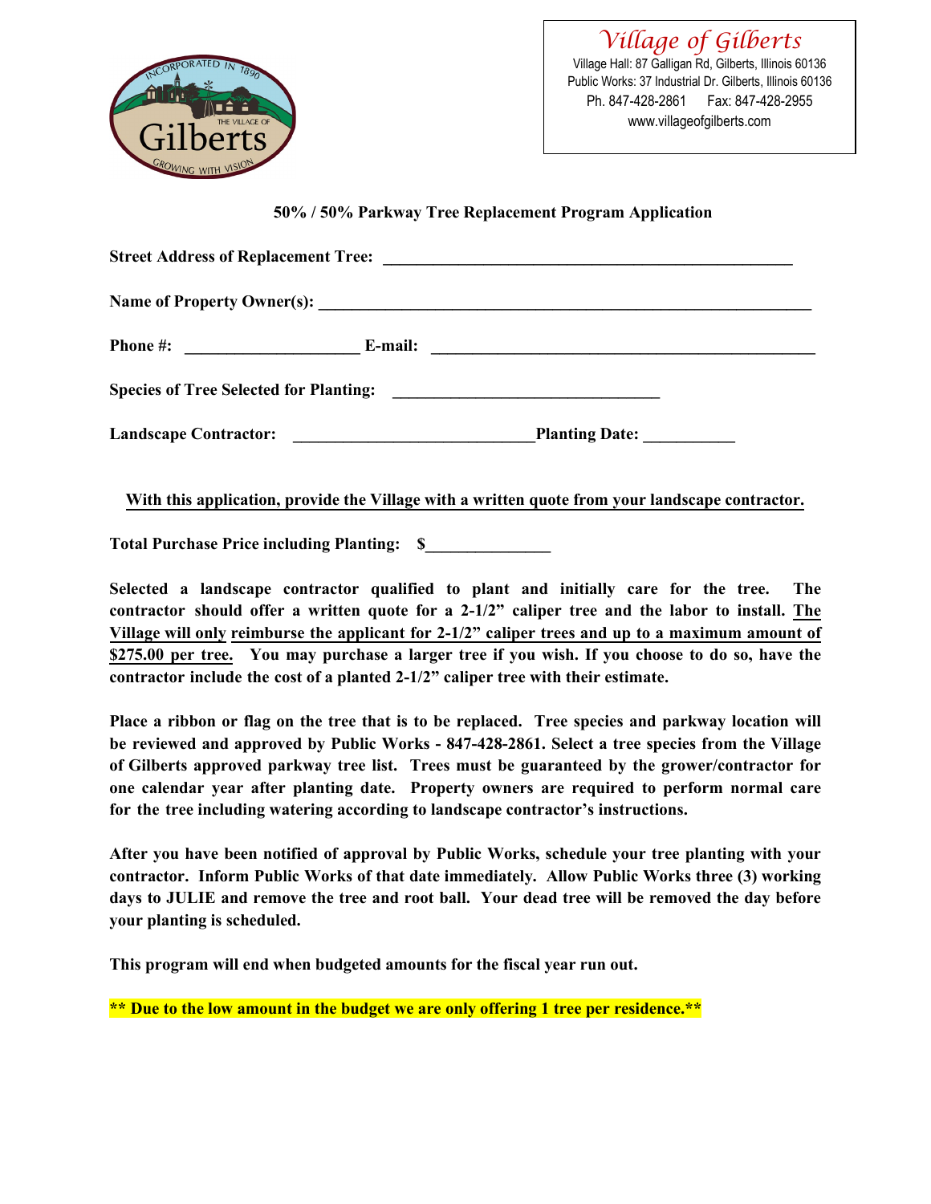# Village of Gilberts

Village Hall: 87 Galligan Rd, Gilberts, Illinois 60136
Public Works: 37 Industrial Dr. Gilberts, Illinois 60136
Ph. 847-428-2861 Fax: 847-428-2955
www.villageofgilberts.com

## 50% / 50% Parkway Tree Replacement Program Application

**Street Address of Replacement Tree:** ________________________________________________

**Name of Property Owner(s):** ________________________________________________________

**Phone #:** ____________________ **E-mail:** ____________________________________________

**Species of Tree Selected for Planting:** ______________________________

**Landscape Contractor:** ____________________________ **Planting Date:** __________

**With this application, provide the Village with a written quote from your landscape contractor.**

**Total Purchase Price including Planting: $______________**

**Selected a landscape contractor qualified to plant and initially care for the tree. The contractor should offer a written quote for a 2-1/2" caliper tree and the labor to install. The Village will only reimburse the applicant for 2-1/2" caliper trees and up to a maximum amount of $275.00 per tree. You may purchase a larger tree if you wish. If you choose to do so, have the contractor include the cost of a planted 2-1/2" caliper tree with their estimate.**

**Place a ribbon or flag on the tree that is to be replaced. Tree species and parkway location will be reviewed and approved by Public Works - 847-428-2861. Select a tree species from the Village of Gilberts approved parkway tree list. Trees must be guaranteed by the grower/contractor for one calendar year after planting date. Property owners are required to perform normal care for the tree including watering according to landscape contractor's instructions.**

**After you have been notified of approval by Public Works, schedule your tree planting with your contractor. Inform Public Works of that date immediately. Allow Public Works three (3) working days to JULIE and remove the tree and root ball. Your dead tree will be removed the day before your planting is scheduled.**

**This program will end when budgeted amounts for the fiscal year run out.**

**** Due to the low amount in the budget we are only offering 1 tree per residence.****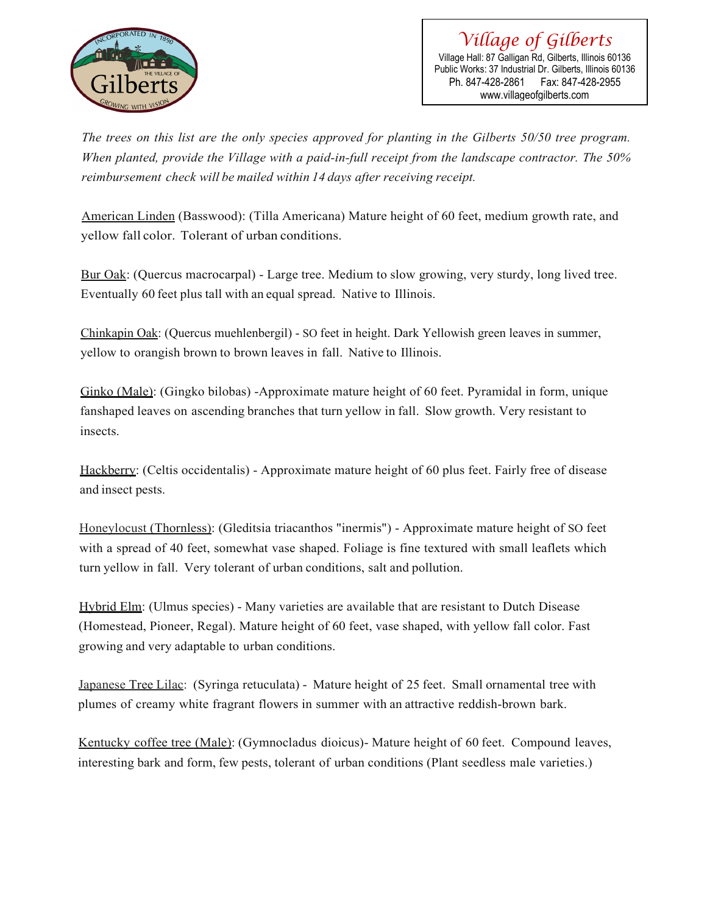Village of Gilberts
Village Hall: 87 Galligan Rd, Gilberts, Illinois 60136
Public Works: 37 Industrial Dr. Gilberts, Illinois 60136
Ph. 847-428-2861 Fax: 847-428-2955
www.villageofgilberts.com

*The trees on this list are the only species approved for planting in the Gilberts 50/50 tree program. When planted, provide the Village with a paid-in-full receipt from the landscape contractor. The 50% reimbursement check will be mailed within 14 days after receiving receipt.*

American Linden (Basswood): (Tilla Americana) Mature height of 60 feet, medium growth rate, and yellow fall color. Tolerant of urban conditions.

Bur Oak: (Quercus macrocarpal) - Large tree. Medium to slow growing, very sturdy, long lived tree. Eventually 60 feet plus tall with an equal spread. Native to Illinois.

Chinkapin Oak: (Quercus muehlenbergil) - SO feet in height. Dark Yellowish green leaves in summer, yellow to orangish brown to brown leaves in fall. Native to Illinois.

Ginko (Male): (Gingko bilobas) -Approximate mature height of 60 feet. Pyramidal in form, unique fanshaped leaves on ascending branches that turn yellow in fall. Slow growth. Very resistant to insects.

Hackberry: (Celtis occidentalis) - Approximate mature height of 60 plus feet. Fairly free of disease and insect pests.

Honeylocust (Thornless): (Gleditsia triacanthos "inermis") - Approximate mature height of SO feet with a spread of 40 feet, somewhat vase shaped. Foliage is fine textured with small leaflets which turn yellow in fall. Very tolerant of urban conditions, salt and pollution.

Hybrid Elm: (Ulmus species) - Many varieties are available that are resistant to Dutch Disease (Homestead, Pioneer, Regal). Mature height of 60 feet, vase shaped, with yellow fall color. Fast growing and very adaptable to urban conditions.

Japanese Tree Lilac: (Syringa retuculata) - Mature height of 25 feet. Small ornamental tree with plumes of creamy white fragrant flowers in summer with an attractive reddish-brown bark.

Kentucky coffee tree (Male): (Gymnocladus dioicus)- Mature height of 60 feet. Compound leaves, interesting bark and form, few pests, tolerant of urban conditions (Plant seedless male varieties.)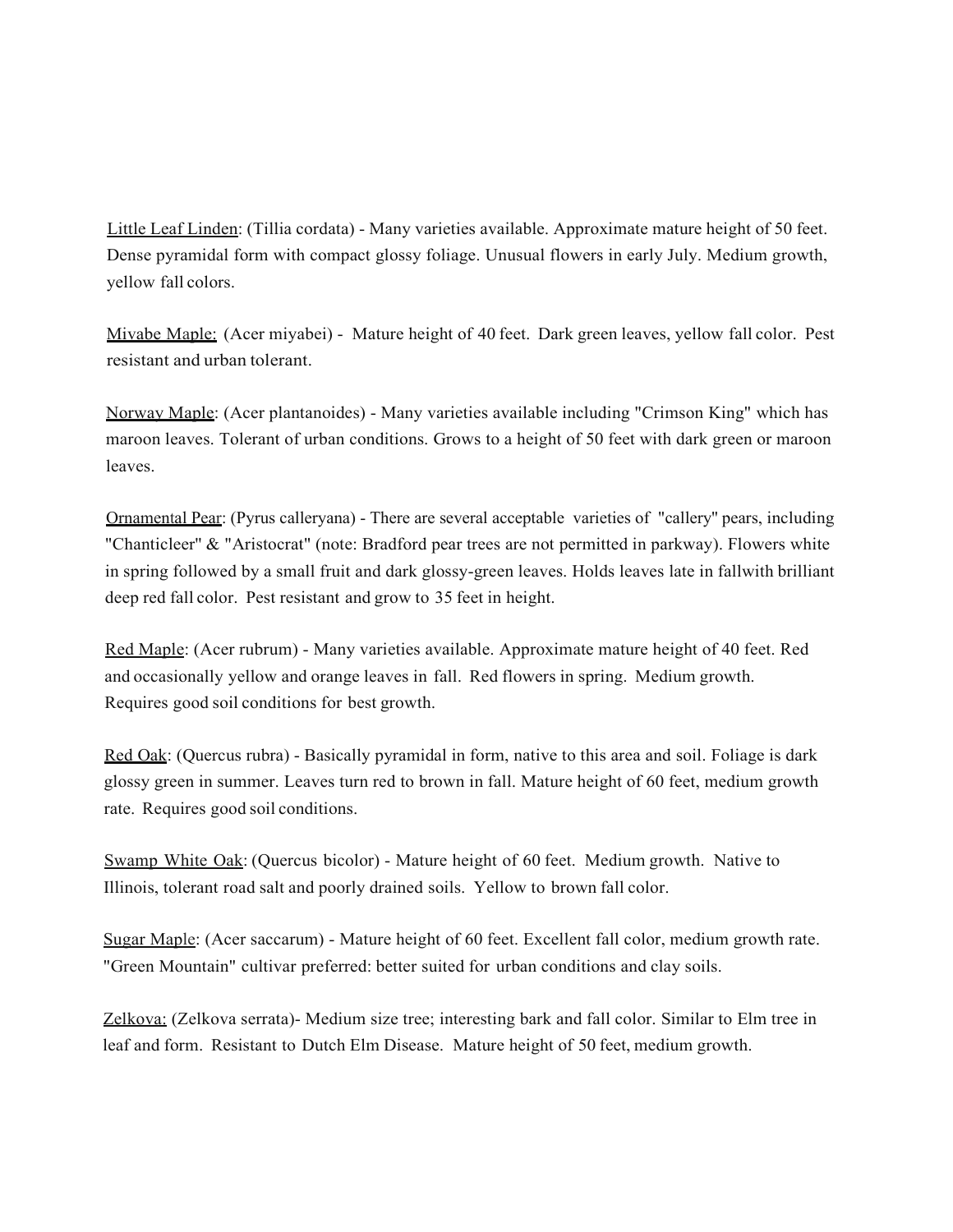<u>Little Leaf Linden</u>: (Tillia cordata) - Many varieties available. Approximate mature height of 50 feet. Dense pyramidal form with compact glossy foliage. Unusual flowers in early July. Medium growth, yellow fall colors.

<u>Miyabe Maple:</u> (Acer miyabei) - Mature height of 40 feet. Dark green leaves, yellow fall color. Pest resistant and urban tolerant.

<u>Norway Maple</u>: (Acer plantanoides) - Many varieties available including "Crimson King" which has maroon leaves. Tolerant of urban conditions. Grows to a height of 50 feet with dark green or maroon leaves.

<u>Ornamental Pear</u>: (Pyrus calleryana) - There are several acceptable varieties of "callery" pears, including "Chanticleer" & "Aristocrat" (note: Bradford pear trees are not permitted in parkway). Flowers white in spring followed by a small fruit and dark glossy-green leaves. Holds leaves late in fallwith brilliant deep red fall color. Pest resistant and grow to 35 feet in height.

<u>Red Maple</u>: (Acer rubrum) - Many varieties available. Approximate mature height of 40 feet. Red and occasionally yellow and orange leaves in fall. Red flowers in spring. Medium growth. Requires good soil conditions for best growth.

<u>Red Oak</u>: (Quercus rubra) - Basically pyramidal in form, native to this area and soil. Foliage is dark glossy green in summer. Leaves turn red to brown in fall. Mature height of 60 feet, medium growth rate. Requires good soil conditions.

<u>Swamp White Oak</u>: (Quercus bicolor) - Mature height of 60 feet. Medium growth. Native to Illinois, tolerant road salt and poorly drained soils. Yellow to brown fall color.

<u>Sugar Maple</u>: (Acer saccarum) - Mature height of 60 feet. Excellent fall color, medium growth rate. "Green Mountain" cultivar preferred: better suited for urban conditions and clay soils.

<u>Zelkova:</u> (Zelkova serrata)- Medium size tree; interesting bark and fall color. Similar to Elm tree in leaf and form. Resistant to Dutch Elm Disease. Mature height of 50 feet, medium growth.